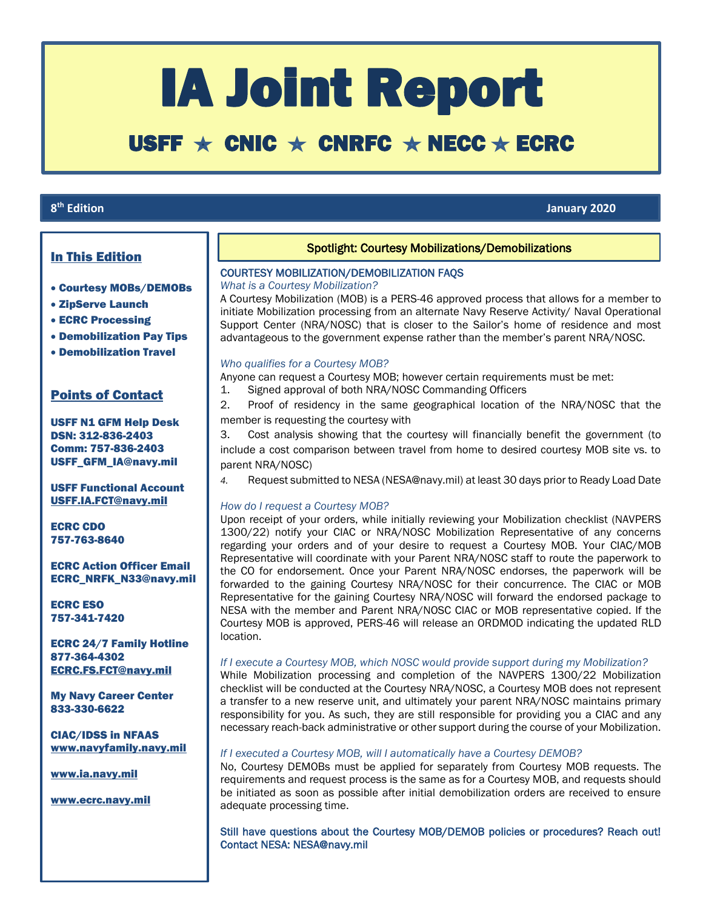# IA Joint Report

## USFF ★ CNIC ★ CNRFC ★ NECC ★ ECRC

**8th Edition** **January 2020**

### In This Edition

- Courtesy MOBs/DEMOBs
- ZipServe Launch
- ECRC Processing
- Demobilization Pay Tips
- Demobilization Travel

### Points of Contact

**USFF N1 GFM Help Desk**
**DSN: 312-836-2403**
**Comm: 757-836-2403**
**USFF_GFM_IA@navy.mil**

**USFF Functional Account**
**USFF.IA.FCT@navy.mil**

**ECRC CDO**
**757-763-8640**

**ECRC Action Officer Email**
**ECRC_NRFK_N33@navy.mil**

**ECRC ESO**
**757-341-7420**

**ECRC 24/7 Family Hotline**
**877-364-4302**
**ECRC.FS.FCT@navy.mil**

**My Navy Career Center**
**833-330-6622**

**CIAC/IDSS in NFAAS**
**www.navyfamily.navy.mil**

**www.ia.navy.mil**

**www.ecrc.navy.mil**

## Spotlight: Courtesy Mobilizations/Demobilizations

### COURTESY MOBILIZATION/DEMOBILIZATION FAQS

*What is a Courtesy Mobilization?*

A Courtesy Mobilization (MOB) is a PERS-46 approved process that allows for a member to initiate Mobilization processing from an alternate Navy Reserve Activity/ Naval Operational Support Center (NRA/NOSC) that is closer to the Sailor's home of residence and most advantageous to the government expense rather than the member's parent NRA/NOSC.

*Who qualifies for a Courtesy MOB?*

Anyone can request a Courtesy MOB; however certain requirements must be met:

1. Signed approval of both NRA/NOSC Commanding Officers
2. Proof of residency in the same geographical location of the NRA/NOSC that the member is requesting the courtesy with
3. Cost analysis showing that the courtesy will financially benefit the government (to include a cost comparison between travel from home to desired courtesy MOB site vs. to parent NRA/NOSC)
4. Request submitted to NESA (NESA@navy.mil) at least 30 days prior to Ready Load Date

*How do I request a Courtesy MOB?*

Upon receipt of your orders, while initially reviewing your Mobilization checklist (NAVPERS 1300/22) notify your CIAC or NRA/NOSC Mobilization Representative of any concerns regarding your orders and of your desire to request a Courtesy MOB. Your CIAC/MOB Representative will coordinate with your Parent NRA/NOSC staff to route the paperwork to the CO for endorsement. Once your Parent NRA/NOSC endorses, the paperwork will be forwarded to the gaining Courtesy NRA/NOSC for their concurrence. The CIAC or MOB Representative for the gaining Courtesy NRA/NOSC will forward the endorsed package to NESA with the member and Parent NRA/NOSC CIAC or MOB representative copied. If the Courtesy MOB is approved, PERS-46 will release an ORDMOD indicating the updated RLD location.

*If I execute a Courtesy MOB, which NOSC would provide support during my Mobilization?*

While Mobilization processing and completion of the NAVPERS 1300/22 Mobilization checklist will be conducted at the Courtesy NRA/NOSC, a Courtesy MOB does not represent a transfer to a new reserve unit, and ultimately your parent NRA/NOSC maintains primary responsibility for you. As such, they are still responsible for providing you a CIAC and any necessary reach-back administrative or other support during the course of your Mobilization.

*If I executed a Courtesy MOB, will I automatically have a Courtesy DEMOB?*

No, Courtesy DEMOBs must be applied for separately from Courtesy MOB requests. The requirements and request process is the same as for a Courtesy MOB, and requests should be initiated as soon as possible after initial demobilization orders are received to ensure adequate processing time.

Still have questions about the Courtesy MOB/DEMOB policies or procedures? Reach out! Contact NESA: NESA@navy.mil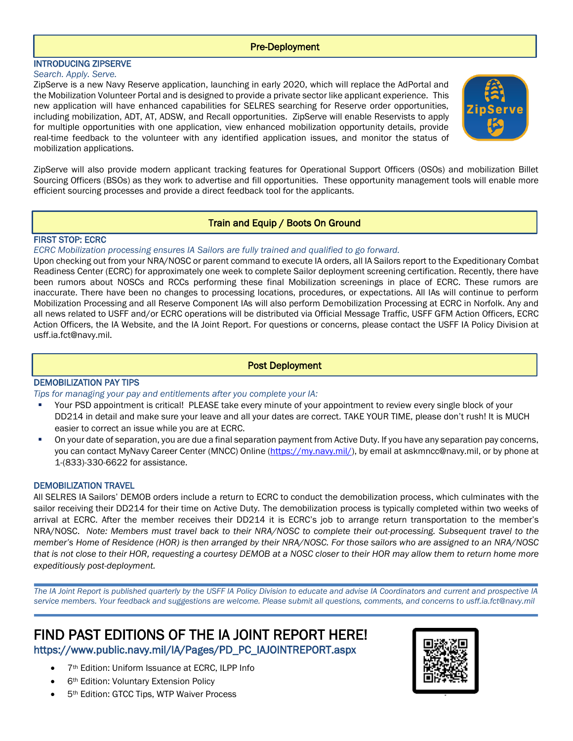## Pre-Deployment

### INTRODUCING ZIPSERVE

*Search. Apply. Serve.*

ZipServe is a new Navy Reserve application, launching in early 2020, which will replace the AdPortal and the Mobilization Volunteer Portal and is designed to provide a private sector like applicant experience. This new application will have enhanced capabilities for SELRES searching for Reserve order opportunities, including mobilization, ADT, AT, ADSW, and Recall opportunities. ZipServe will enable Reservists to apply for multiple opportunities with one application, view enhanced mobilization opportunity details, provide real-time feedback to the volunteer with any identified application issues, and monitor the status of mobilization applications.

ZipServe will also provide modern applicant tracking features for Operational Support Officers (OSOs) and mobilization Billet Sourcing Officers (BSOs) as they work to advertise and fill opportunities. These opportunity management tools will enable more efficient sourcing processes and provide a direct feedback tool for the applicants.

## Train and Equip / Boots On Ground

### FIRST STOP: ECRC

*ECRC Mobilization processing ensures IA Sailors are fully trained and qualified to go forward.*

Upon checking out from your NRA/NOSC or parent command to execute IA orders, all IA Sailors report to the Expeditionary Combat Readiness Center (ECRC) for approximately one week to complete Sailor deployment screening certification. Recently, there have been rumors about NOSCs and RCCs performing these final Mobilization screenings in place of ECRC. These rumors are inaccurate. There have been no changes to processing locations, procedures, or expectations. All IAs will continue to perform Mobilization Processing and all Reserve Component IAs will also perform Demobilization Processing at ECRC in Norfolk. Any and all news related to USFF and/or ECRC operations will be distributed via Official Message Traffic, USFF GFM Action Officers, ECRC Action Officers, the IA Website, and the IA Joint Report. For questions or concerns, please contact the USFF IA Policy Division at usff.ia.fct@navy.mil.

## Post Deployment

### DEMOBILIZATION PAY TIPS

*Tips for managing your pay and entitlements after you complete your IA:*

- Your PSD appointment is critical! PLEASE take every minute of your appointment to review every single block of your DD214 in detail and make sure your leave and all your dates are correct. TAKE YOUR TIME, please don't rush! It is MUCH easier to correct an issue while you are at ECRC.
- On your date of separation, you are due a final separation payment from Active Duty. If you have any separation pay concerns, you can contact MyNavy Career Center (MNCC) Online (https://my.navy.mil/), by email at askmncc@navy.mil, or by phone at 1-(833)-330-6622 for assistance.

### DEMOBILIZATION TRAVEL

All SELRES IA Sailors' DEMOB orders include a return to ECRC to conduct the demobilization process, which culminates with the sailor receiving their DD214 for their time on Active Duty. The demobilization process is typically completed within two weeks of arrival at ECRC. After the member receives their DD214 it is ECRC's job to arrange return transportation to the member's NRA/NOSC. *Note: Members must travel back to their NRA/NOSC to complete their out-processing. Subsequent travel to the member's Home of Residence (HOR) is then arranged by their NRA/NOSC. For those sailors who are assigned to an NRA/NOSC that is not close to their HOR, requesting a courtesy DEMOB at a NOSC closer to their HOR may allow them to return home more expeditiously post-deployment.*

---

*The IA Joint Report is published quarterly by the USFF IA Policy Division to educate and advise IA Coordinators and current and prospective IA service members. Your feedback and suggestions are welcome. Please submit all questions, comments, and concerns to usff.ia.fct@navy.mil*

---

# FIND PAST EDITIONS OF THE IA JOINT REPORT HERE!

**https://www.public.navy.mil/IA/Pages/PD_PC_IAJOINTREPORT.aspx**

- 7th Edition: Uniform Issuance at ECRC, ILPP Info
- 6th Edition: Voluntary Extension Policy
- 5th Edition: GTCC Tips, WTP Waiver Process